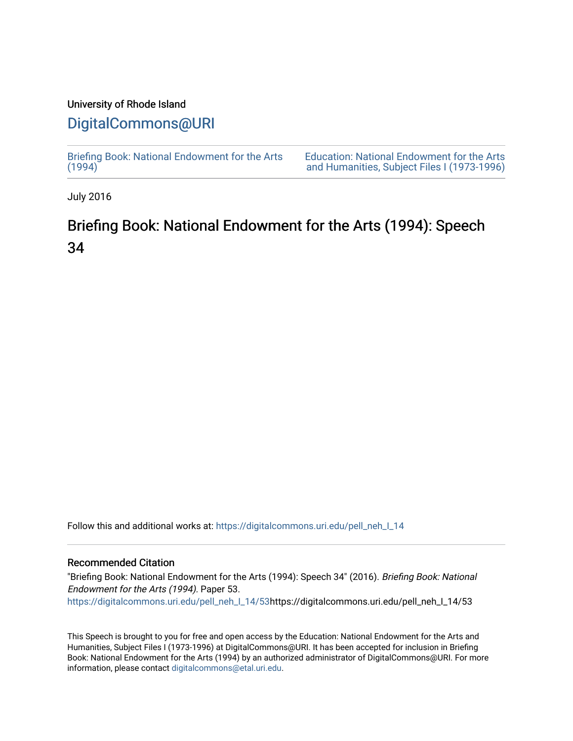University of Rhode Island

# DigitalCommons@URI

Briefing Book: National Endowment for the Arts (1994)

Education: National Endowment for the Arts and Humanities, Subject Files I (1973-1996)

July 2016

## Briefing Book: National Endowment for the Arts (1994): Speech 34

Follow this and additional works at: https://digitalcommons.uri.edu/pell_neh_I_14

### Recommended Citation

"Briefing Book: National Endowment for the Arts (1994): Speech 34" (2016). *Briefing Book: National Endowment for the Arts (1994).* Paper 53.
https://digitalcommons.uri.edu/pell_neh_I_14/53https://digitalcommons.uri.edu/pell_neh_I_14/53

This Speech is brought to you for free and open access by the Education: National Endowment for the Arts and Humanities, Subject Files I (1973-1996) at DigitalCommons@URI. It has been accepted for inclusion in Briefing Book: National Endowment for the Arts (1994) by an authorized administrator of DigitalCommons@URI. For more information, please contact digitalcommons@etal.uri.edu.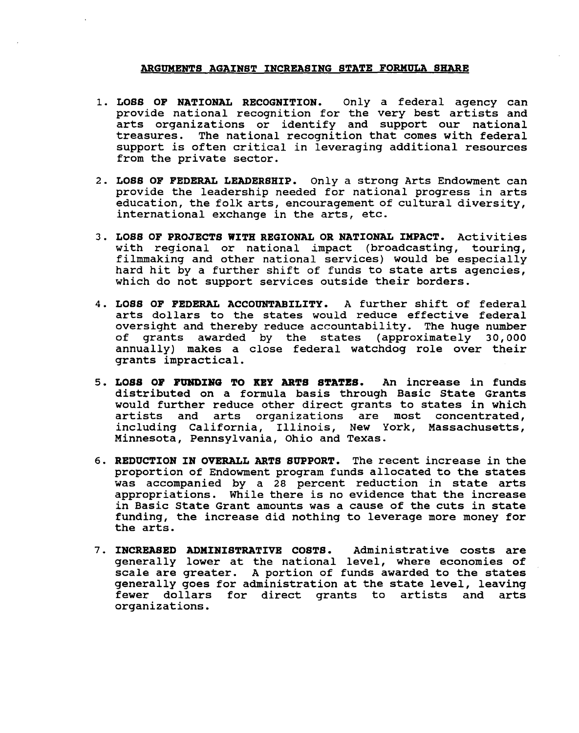## ARGUMENTS AGAINST INCREASING STATE FORMULA SHARE

1. **LOSS OF NATIONAL RECOGNITION.** Only a federal agency can provide national recognition for the very best artists and arts organizations or identify and support our national treasures. The national recognition that comes with federal support is often critical in leveraging additional resources from the private sector.

2. **LOSS OF FEDERAL LEADERSHIP.** Only a strong Arts Endowment can provide the leadership needed for national progress in arts education, the folk arts, encouragement of cultural diversity, international exchange in the arts, etc.

3. **LOSS OF PROJECTS WITH REGIONAL OR NATIONAL IMPACT.** Activities with regional or national impact (broadcasting, touring, filmmaking and other national services) would be especially hard hit by a further shift of funds to state arts agencies, which do not support services outside their borders.

4. **LOSS OF FEDERAL ACCOUNTABILITY.** A further shift of federal arts dollars to the states would reduce effective federal oversight and thereby reduce accountability. The huge number of grants awarded by the states (approximately 30,000 annually) makes a close federal watchdog role over their grants impractical.

5. **LOSS OF FUNDING TO KEY ARTS STATES.** An increase in funds distributed on a formula basis through Basic State Grants would further reduce other direct grants to states in which artists and arts organizations are most concentrated, including California, Illinois, New York, Massachusetts, Minnesota, Pennsylvania, Ohio and Texas.

6. **REDUCTION IN OVERALL ARTS SUPPORT.** The recent increase in the proportion of Endowment program funds allocated to the states was accompanied by a 28 percent reduction in state arts appropriations. While there is no evidence that the increase in Basic State Grant amounts was a cause of the cuts in state funding, the increase did nothing to leverage more money for the arts.

7. **INCREASED ADMINISTRATIVE COSTS.** Administrative costs are generally lower at the national level, where economies of scale are greater. A portion of funds awarded to the states generally goes for administration at the state level, leaving fewer dollars for direct grants to artists and arts organizations.